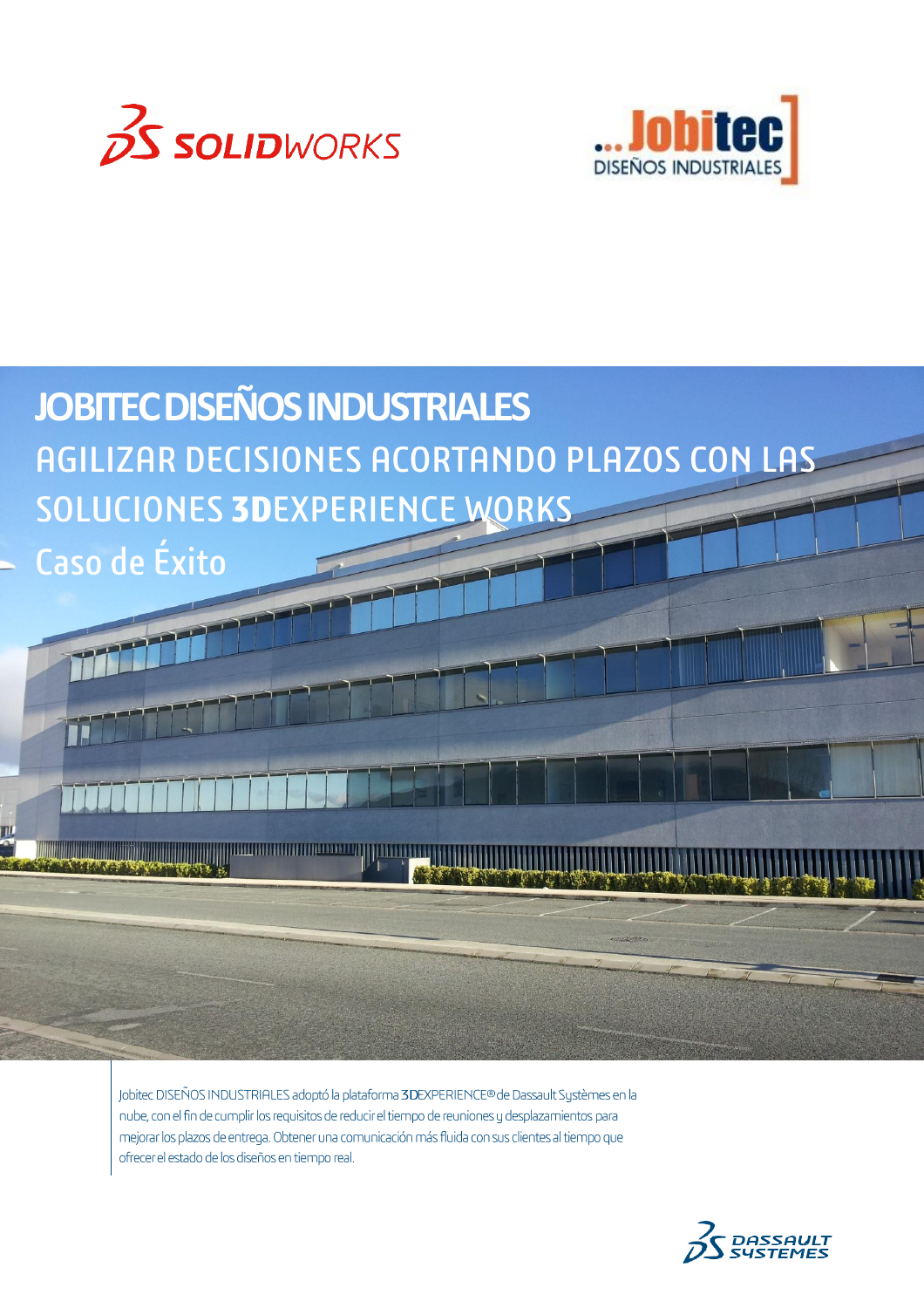# JOBITEC DISEÑOS INDUSTRIALES

## AGILIZAR DECISIONES ACORTANDO PLAZOS CON LAS SOLUCIONES 3DEXPERIENCE WORKS

### Caso de Éxito

Jobitec DISEÑOS INDUSTRIALES adoptó la plataforma 3DEXPERIENCE® de Dassault Systèmes en la nube, con el fin de cumplir los requisitos de reducir el tiempo de reuniones y desplazamientos para mejorar los plazos de entrega. Obtener una comunicación más fluida con sus clientes al tiempo que ofrecer el estado de los diseños en tiempo real.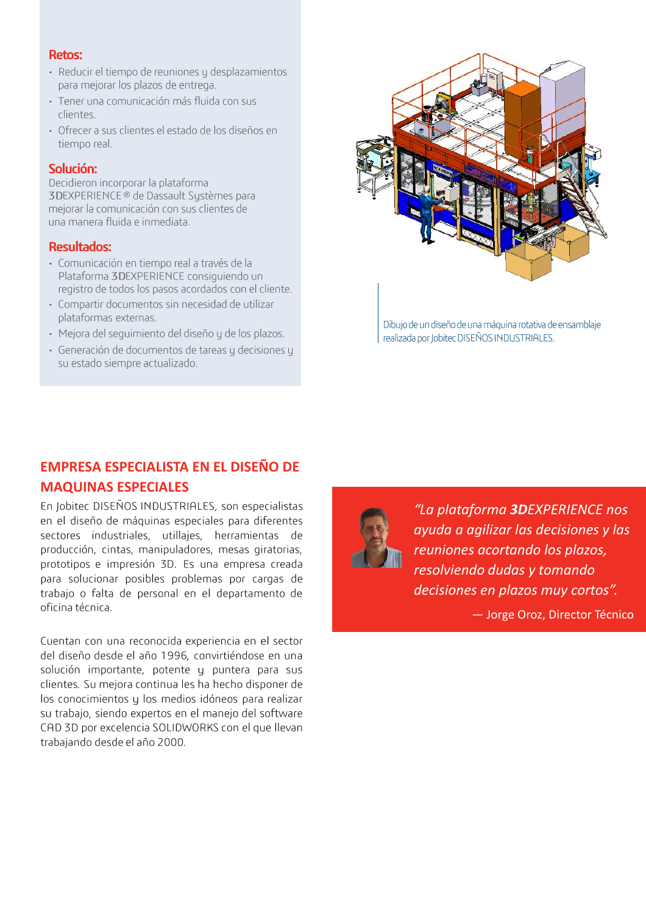**Retos:**

- Reducir el tiempo de reuniones y desplazamientos para mejorar los plazos de entrega.
- Tener una comunicación más fluida con sus clientes.
- Ofrecer a sus clientes el estado de los diseños en tiempo real.

**Solución:**

Decidieron incorporar la plataforma 3DEXPERIENCE® de Dassault Systèmes para mejorar la comunicación con sus clientes de una manera fluida e inmediata.

**Resultados:**

- Comunicación en tiempo real a través de la Plataforma 3DEXPERIENCE consiguiendo un registro de todos los pasos acordados con el cliente.
- Compartir documentos sin necesidad de utilizar plataformas externas.
- Mejora del seguimiento del diseño y de los plazos.
- Generación de documentos de tareas y decisiones y su estado siempre actualizado.

Dibujo de un diseño de una máquina rotativa de ensamblaje realizada por Jobitec DISEÑOS INDUSTRIALES.

## EMPRESA ESPECIALISTA EN EL DISEÑO DE MAQUINAS ESPECIALES

En Jobitec DISEÑOS INDUSTRIALES, son especialistas en el diseño de máquinas especiales para diferentes sectores industriales, utillajes, herramientas de producción, cintas, manipuladores, mesas giratorias, prototipos e impresión 3D. Es una empresa creada para solucionar posibles problemas por cargas de trabajo o falta de personal en el departamento de oficina técnica.

Cuentan con una reconocida experiencia en el sector del diseño desde el año 1996, convirtiéndose en una solución importante, potente y puntera para sus clientes. Su mejora continua les ha hecho disponer de los conocimientos y los medios idóneos para realizar su trabajo, siendo expertos en el manejo del software CAD 3D por excelencia SOLIDWORKS con el que llevan trabajando desde el año 2000.

> *"La plataforma **3D**EXPERIENCE nos ayuda a agilizar las decisiones y las reuniones acortando los plazos, resolviendo dudas y tomando decisiones en plazos muy cortos".*
>
> — Jorge Oroz, Director Técnico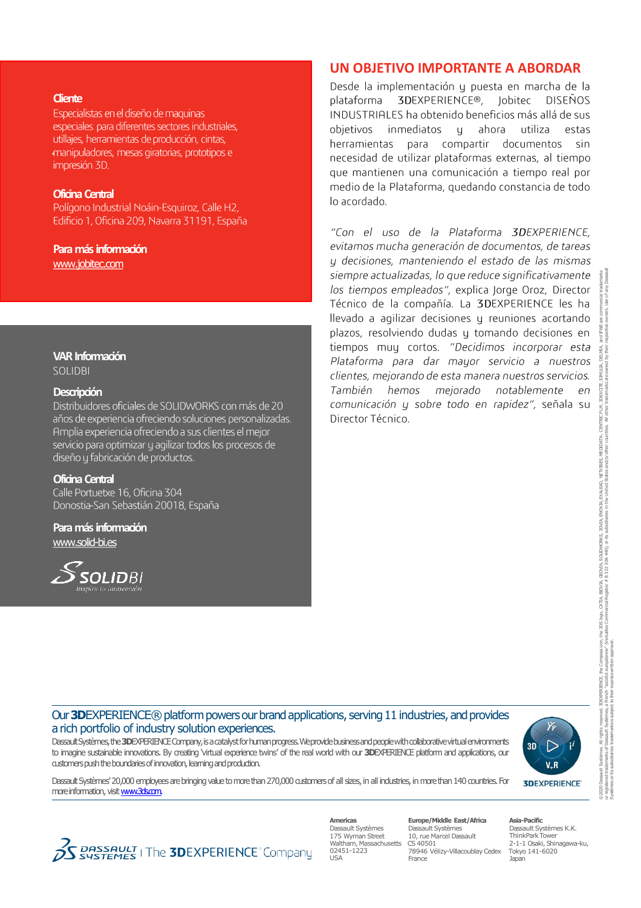**Cliente**

Especialistas en el diseño de maquinas especiales para diferentes sectores industriales, utillajes, herramientas de producción, cintas, manipuladores, mesas giratorias, prototipos e impresión 3D.

**Oficina Central**

Polígono Industrial Noáin-Esquiroz, Calle H2, Edificio 1, Oficina 209, Navarra 31191, España

**Para más información**

www.jobitec.com

**VAR Información**

SOLIDBI

**Descripción**

Distribuidores oficiales de SOLIDWORKS con más de 20 años de experiencia ofreciendo soluciones personalizadas. Amplia experiencia ofreciendo a sus clientes el mejor servicio para optimizar y agilizar todos los procesos de diseño y fabricación de productos.

**Oficina Central**

Calle Portuetxe 16, Oficina 304
Donostia-San Sebastián 20018, España

**Para más información**

www.solid-bi.es

SOLIDBI
Inspira la innovación

## UN OBJETIVO IMPORTANTE A ABORDAR

Desde la implementación y puesta en marcha de la plataforma 3DEXPERIENCE®, Jobitec DISEÑOS INDUSTRIALES ha obtenido beneficios más allá de sus objetivos inmediatos y ahora utiliza estas herramientas para compartir documentos sin necesidad de utilizar plataformas externas, al tiempo que mantienen una comunicación a tiempo real por medio de la Plataforma, quedando constancia de todo lo acordado.

*"Con el uso de la Plataforma 3DEXPERIENCE, evitamos mucha generación de documentos, de tareas y decisiones, manteniendo el estado de las mismas siempre actualizadas, lo que reduce significativamente los tiempos empleados"*, explica Jorge Oroz, Director Técnico de la compañía. La 3DEXPERIENCE les ha llevado a agilizar decisiones y reuniones acortando plazos, resolviendo dudas y tomando decisiones en tiempos muy cortos. *"Decidimos incorporar esta Plataforma para dar mayor servicio a nuestros clientes, mejorando de esta manera nuestros servicios. También hemos mejorado notablemente en comunicación y sobre todo en rapidez"*, señala su Director Técnico.

Our **3D**EXPERIENCE® platform powers our brand applications, serving 11 industries, and provides a rich portfolio of industry solution experiences.

Dassault Systèmes, the **3D**EXPERIENCE Company, is a catalyst for human progress. We provide business and people with collaborative virtual environments to imagine sustainable innovations. By creating 'virtual experience twins' of the real world with our **3D**EXPERIENCE platform and applications, our customers push the boundaries of innovation, learning and production.

Dassault Systèmes' 20,000 employees are bringing value to more than 270,000 customers of all sizes, in all industries, in more than 140 countries. For more information, visit www.3ds.com.

**3D**EXPERIENCE®

DASSAULT SYSTEMES | The **3D**EXPERIENCE® Company

**Americas**
Dassault Systèmes
175 Wyman Street
Waltham, Massachusetts
02451-1223
USA

**Europe/Middle East/Africa**
Dassault Systèmes
10, rue Marcel Dassault
CS 40501
78946 Vélizy-Villacoublay Cedex
France

**Asia-Pacific**
Dassault Systèmes K.K.
ThinkPark Tower
2-1-1 Osaki, Shinagawa-ku,
Tokyo 141-6020
Japan